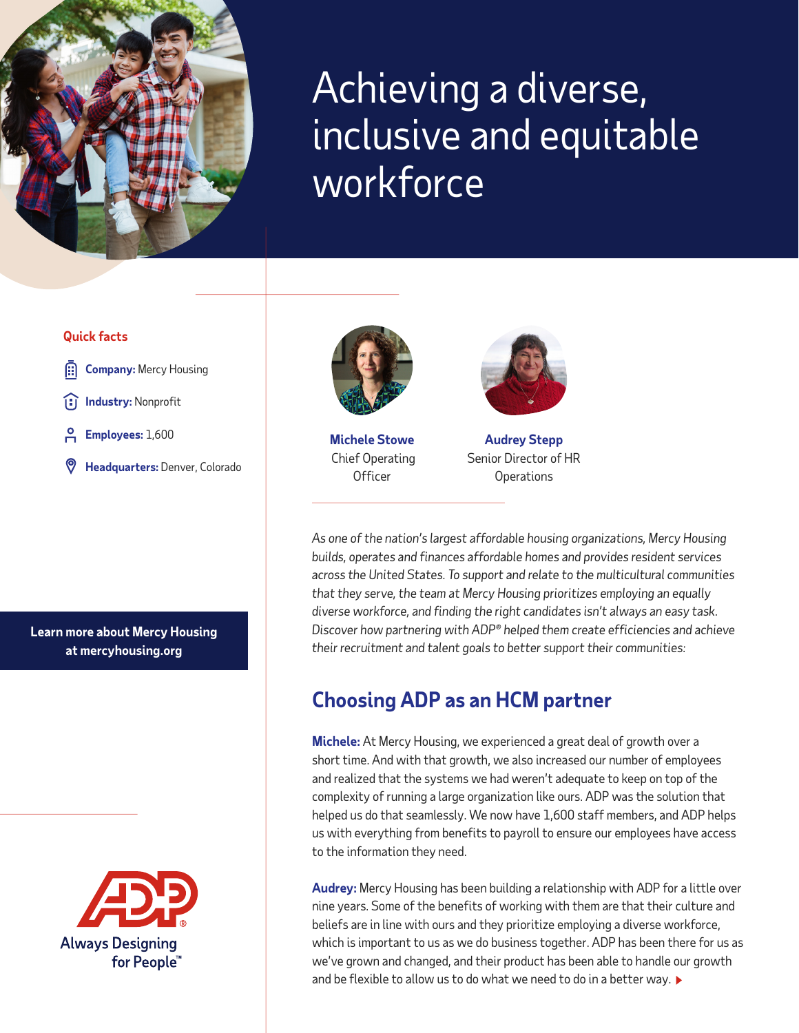# Achieving a diverse, inclusive and equitable workforce

**Quick facts**

- **Company:** Mercy Housing
- **Industry:** Nonprofit
- **Employees:** 1,600
- **Headquarters:** Denver, Colorado

**Learn more about Mercy Housing at mercyhousing.org**

ADP

Always Designing for People™

**Michele Stowe**
Chief Operating Officer

**Audrey Stepp**
Senior Director of HR Operations

*As one of the nation's largest affordable housing organizations, Mercy Housing builds, operates and finances affordable homes and provides resident services across the United States. To support and relate to the multicultural communities that they serve, the team at Mercy Housing prioritizes employing an equally diverse workforce, and finding the right candidates isn't always an easy task. Discover how partnering with ADP® helped them create efficiencies and achieve their recruitment and talent goals to better support their communities:*

## Choosing ADP as an HCM partner

**Michele:** At Mercy Housing, we experienced a great deal of growth over a short time. And with that growth, we also increased our number of employees and realized that the systems we had weren't adequate to keep on top of the complexity of running a large organization like ours. ADP was the solution that helped us do that seamlessly. We now have 1,600 staff members, and ADP helps us with everything from benefits to payroll to ensure our employees have access to the information they need.

**Audrey:** Mercy Housing has been building a relationship with ADP for a little over nine years. Some of the benefits of working with them are that their culture and beliefs are in line with ours and they prioritize employing a diverse workforce, which is important to us as we do business together. ADP has been there for us as we've grown and changed, and their product has been able to handle our growth and be flexible to allow us to do what we need to do in a better way.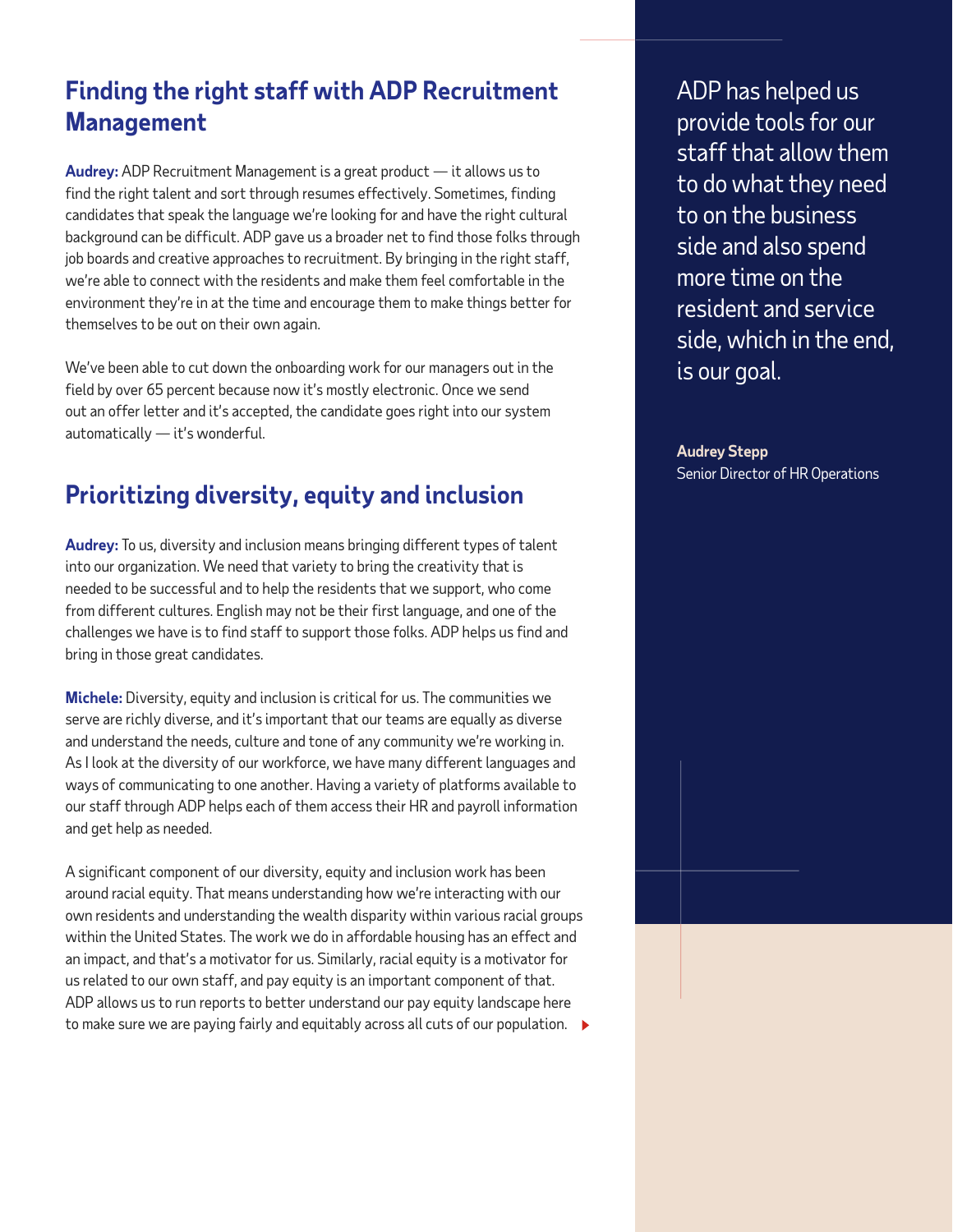## Finding the right staff with ADP Recruitment Management

**Audrey:** ADP Recruitment Management is a great product — it allows us to find the right talent and sort through resumes effectively. Sometimes, finding candidates that speak the language we're looking for and have the right cultural background can be difficult. ADP gave us a broader net to find those folks through job boards and creative approaches to recruitment. By bringing in the right staff, we're able to connect with the residents and make them feel comfortable in the environment they're in at the time and encourage them to make things better for themselves to be out on their own again.

We've been able to cut down the onboarding work for our managers out in the field by over 65 percent because now it's mostly electronic. Once we send out an offer letter and it's accepted, the candidate goes right into our system automatically — it's wonderful.

## Prioritizing diversity, equity and inclusion

**Audrey:** To us, diversity and inclusion means bringing different types of talent into our organization. We need that variety to bring the creativity that is needed to be successful and to help the residents that we support, who come from different cultures. English may not be their first language, and one of the challenges we have is to find staff to support those folks. ADP helps us find and bring in those great candidates.

**Michele:** Diversity, equity and inclusion is critical for us. The communities we serve are richly diverse, and it's important that our teams are equally as diverse and understand the needs, culture and tone of any community we're working in. As I look at the diversity of our workforce, we have many different languages and ways of communicating to one another. Having a variety of platforms available to our staff through ADP helps each of them access their HR and payroll information and get help as needed.

A significant component of our diversity, equity and inclusion work has been around racial equity. That means understanding how we're interacting with our own residents and understanding the wealth disparity within various racial groups within the United States. The work we do in affordable housing has an effect and an impact, and that's a motivator for us. Similarly, racial equity is a motivator for us related to our own staff, and pay equity is an important component of that. ADP allows us to run reports to better understand our pay equity landscape here to make sure we are paying fairly and equitably across all cuts of our population.

> ADP has helped us provide tools for our staff that allow them to do what they need to on the business side and also spend more time on the resident and service side, which in the end, is our goal.
>
> **Audrey Stepp**
> Senior Director of HR Operations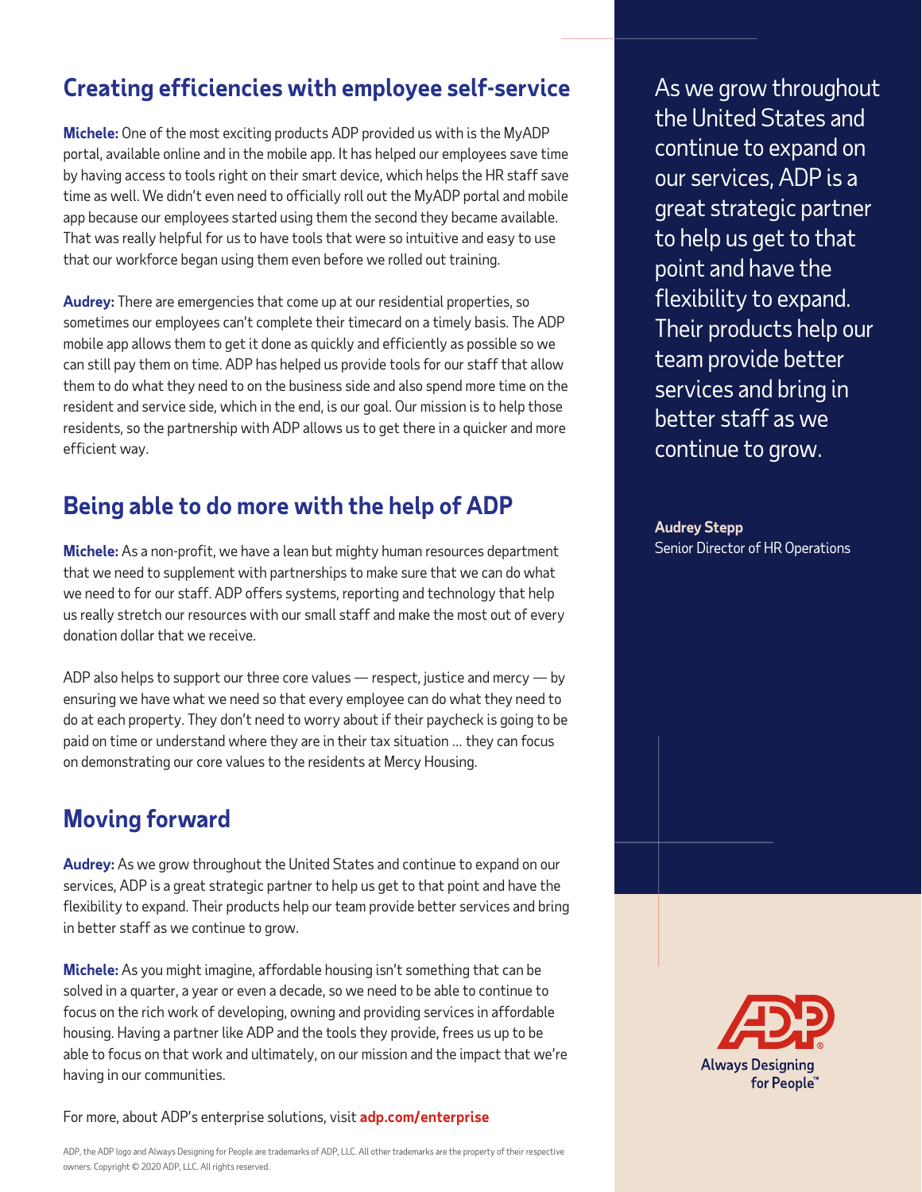## Creating efficiencies with employee self-service

**Michele:** One of the most exciting products ADP provided us with is the MyADP portal, available online and in the mobile app. It has helped our employees save time by having access to tools right on their smart device, which helps the HR staff save time as well. We didn't even need to officially roll out the MyADP portal and mobile app because our employees started using them the second they became available. That was really helpful for us to have tools that were so intuitive and easy to use that our workforce began using them even before we rolled out training.

**Audrey:** There are emergencies that come up at our residential properties, so sometimes our employees can't complete their timecard on a timely basis. The ADP mobile app allows them to get it done as quickly and efficiently as possible so we can still pay them on time. ADP has helped us provide tools for our staff that allow them to do what they need to on the business side and also spend more time on the resident and service side, which in the end, is our goal. Our mission is to help those residents, so the partnership with ADP allows us to get there in a quicker and more efficient way.

## Being able to do more with the help of ADP

**Michele:** As a non-profit, we have a lean but mighty human resources department that we need to supplement with partnerships to make sure that we can do what we need to for our staff. ADP offers systems, reporting and technology that help us really stretch our resources with our small staff and make the most out of every donation dollar that we receive.

ADP also helps to support our three core values — respect, justice and mercy — by ensuring we have what we need so that every employee can do what they need to do at each property. They don't need to worry about if their paycheck is going to be paid on time or understand where they are in their tax situation … they can focus on demonstrating our core values to the residents at Mercy Housing.

## Moving forward

**Audrey:** As we grow throughout the United States and continue to expand on our services, ADP is a great strategic partner to help us get to that point and have the flexibility to expand. Their products help our team provide better services and bring in better staff as we continue to grow.

**Michele:** As you might imagine, affordable housing isn't something that can be solved in a quarter, a year or a decade, so we need to be able to continue to focus on the rich work of developing, owning and providing services in affordable housing. Having a partner like ADP and the tools they provide, frees us up to be able to focus on that work and ultimately, on our mission and the impact that we're having in our communities.

For more, about ADP's enterprise solutions, visit **adp.com/enterprise**

> As we grow throughout the United States and continue to expand on our services, ADP is a great strategic partner to help us get to that point and have the flexibility to expand. Their products help our team provide better services and bring in better staff as we continue to grow.
>
> **Audrey Stepp**
> Senior Director of HR Operations

ADP
Always Designing for People™

ADP, the ADP logo and Always Designing for People are trademarks of ADP, LLC. All other trademarks are the property of their respective owners. Copyright © 2020 ADP, LLC. All rights reserved.